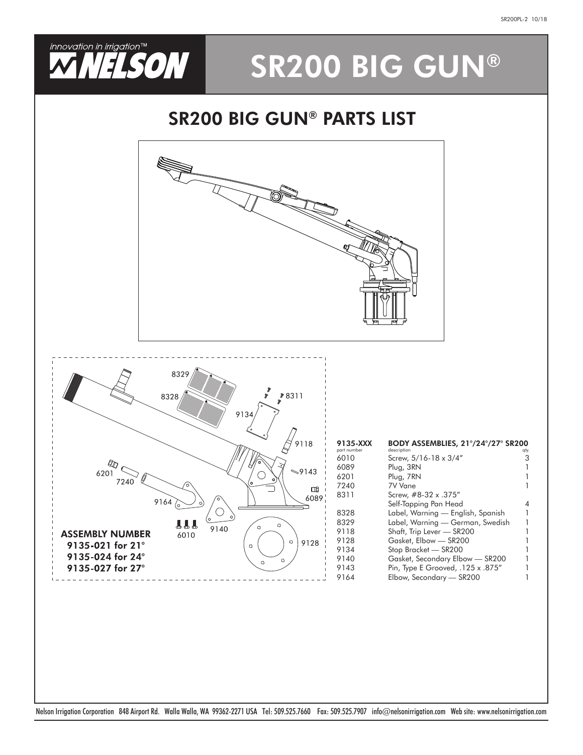# SR200 BIG GUN®

## SR200 BIG GUN® PARTS LIST

**ASSEMBLY NUMBER**
**9135-021 for 21°**
**9135-024 for 24°**
**9135-027 for 27°**

| 9135-XXX<br>part number | BODY ASSEMBLIES, 21°/24°/27° SR200<br>description | qty. |
|---|---|---|
| 6010 | Screw, 5/16-18 x 3/4" | 3 |
| 6089 | Plug, 3RN | 1 |
| 6201 | Plug, 7RN | 1 |
| 7240 | 7V Vane | 1 |
| 8311 | Screw, #8-32 x .375" Self-Tapping Pan Head | 4 |
| 8328 | Label, Warning — English, Spanish | 1 |
| 8329 | Label, Warning — German, Swedish | 1 |
| 9118 | Shaft, Trip Lever — SR200 | 1 |
| 9128 | Gasket, Elbow — SR200 | 1 |
| 9134 | Stop Bracket — SR200 | 1 |
| 9140 | Gasket, Secondary Elbow — SR200 | 1 |
| 9143 | Pin, Type E Grooved, .125 x .875" | 1 |
| 9164 | Elbow, Secondary — SR200 | 1 |

Nelson Irrigation Corporation 848 Airport Rd. Walla Walla, WA 99362-2271 USA Tel: 509.525.7660 Fax: 509.525.7907 info@nelsonirrigation.com Web site: www.nelsonirrigation.com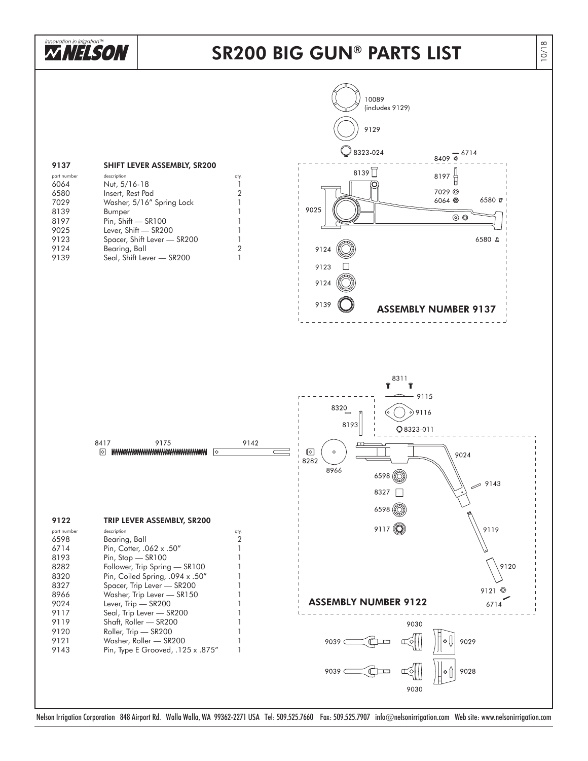# SR200 BIG GUN® PARTS LIST

## 9137 SHIFT LEVER ASSEMBLY, SR200

| part number | description | qty. |
|---|---|---|
| 6064 | Nut, 5/16-18 | 1 |
| 6580 | Insert, Rest Pad | 2 |
| 7029 | Washer, 5/16" Spring Lock | 1 |
| 8139 | Bumper | 1 |
| 8197 | Pin, Shift — SR100 | 1 |
| 9025 | Lever, Shift — SR200 | 1 |
| 9123 | Spacer, Shift Lever — SR200 | 1 |
| 9124 | Bearing, Ball | 2 |
| 9139 | Seal, Shift Lever — SR200 | 1 |

10089 (includes 9129)
9129
8323-024
8409
6714

**ASSEMBLY NUMBER 9137**

## 9122 TRIP LEVER ASSEMBLY, SR200

| part number | description | qty. |
|---|---|---|
| 6598 | Bearing, Ball | 2 |
| 6714 | Pin, Cotter, .062 x .50" | 1 |
| 8193 | Pin, Stop — SR100 | 1 |
| 8282 | Follower, Trip Spring — SR100 | 1 |
| 8320 | Pin, Coiled Spring, .094 x .50" | 1 |
| 8327 | Spacer, Trip Lever — SR200 | 1 |
| 8966 | Washer, Trip Lever — SR150 | 1 |
| 9024 | Lever, Trip — SR200 | 1 |
| 9117 | Seal, Trip Lever — SR200 | 1 |
| 9119 | Shaft, Roller — SR200 | 1 |
| 9120 | Roller, Trip — SR200 | 1 |
| 9121 | Washer, Roller — SR200 | 1 |
| 9143 | Pin, Type E Grooved, .125 x .875" | 1 |

8417, 9175, 9142
8311, 9115, 9116, 8323-011

**ASSEMBLY NUMBER 9122**

9030, 9039, 9029, 9028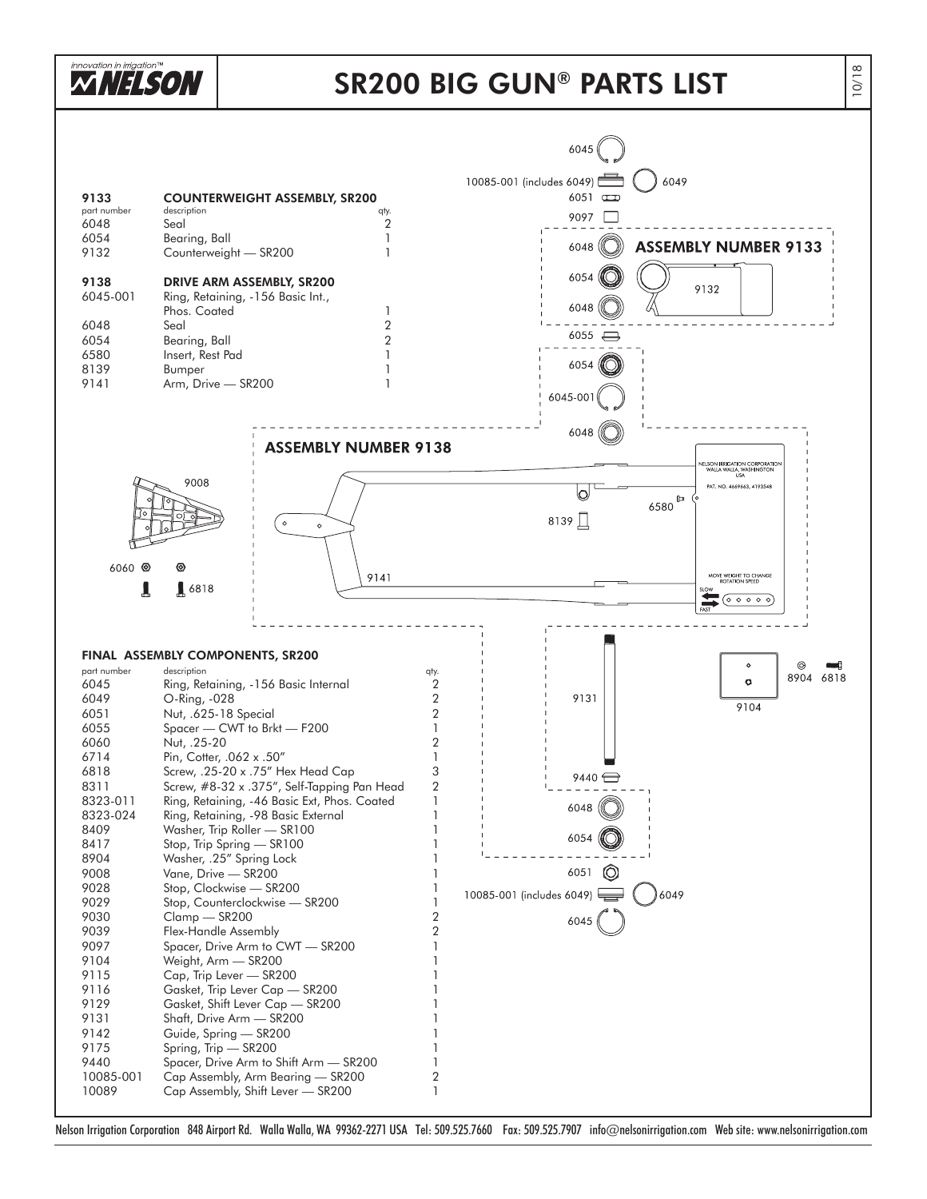# SR200 BIG GUN® PARTS LIST

## 9133 COUNTERWEIGHT ASSEMBLY, SR200

| part number | description | qty. |
|---|---|---|
| 6048 | Seal | 2 |
| 6054 | Bearing, Ball | 1 |
| 9132 | Counterweight — SR200 | 1 |

## 9138 DRIVE ARM ASSEMBLY, SR200

| part number | description | qty. |
|---|---|---|
| 6045-001 | Ring, Retaining, -156 Basic Int., Phos. Coated | 1 |
| 6048 | Seal | 2 |
| 6054 | Bearing, Ball | 2 |
| 6580 | Insert, Rest Pad | 1 |
| 8139 | Bumper | 1 |
| 9141 | Arm, Drive — SR200 | 1 |

## FINAL ASSEMBLY COMPONENTS, SR200

| part number | description | qty. |
|---|---|---|
| 6045 | Ring, Retaining, -156 Basic Internal | 2 |
| 6049 | O-Ring, -028 | 2 |
| 6051 | Nut, .625-18 Special | 2 |
| 6055 | Spacer — CWT to Brkt — F200 | 1 |
| 6060 | Nut, .25-20 | 2 |
| 6714 | Pin, Cotter, .062 x .50" | 1 |
| 6818 | Screw, .25-20 x .75" Hex Head Cap | 3 |
| 8311 | Screw, #8-32 x .375", Self-Tapping Pan Head | 2 |
| 8323-011 | Ring, Retaining, -46 Basic Ext, Phos. Coated | 1 |
| 8323-024 | Ring, Retaining, -98 Basic External | 1 |
| 8409 | Washer, Trip Roller — SR100 | 1 |
| 8417 | Stop, Trip Spring — SR100 | 1 |
| 8904 | Washer, .25" Spring Lock | 1 |
| 9008 | Vane, Drive — SR200 | 1 |
| 9028 | Stop, Clockwise — SR200 | 1 |
| 9029 | Stop, Counterclockwise — SR200 | 1 |
| 9030 | Clamp — SR200 | 2 |
| 9039 | Flex-Handle Assembly | 2 |
| 9097 | Spacer, Drive Arm to CWT — SR200 | 1 |
| 9104 | Weight, Arm — SR200 | 1 |
| 9115 | Cap, Trip Lever — SR200 | 1 |
| 9116 | Gasket, Trip Lever Cap — SR200 | 1 |
| 9129 | Gasket, Shift Lever Cap — SR200 | 1 |
| 9131 | Shaft, Drive Arm — SR200 | 1 |
| 9142 | Guide, Spring — SR200 | 1 |
| 9175 | Spring, Trip — SR200 | 1 |
| 9440 | Spacer, Drive Arm to Shift Arm — SR200 | 1 |
| 10085-001 | Cap Assembly, Arm Bearing — SR200 | 2 |
| 10089 | Cap Assembly, Shift Lever — SR200 | 1 |

ASSEMBLY NUMBER 9133

ASSEMBLY NUMBER 9138

6045, 10085-001 (includes 6049), 6049, 6051, 9097, 6048, 6054, 9132, 6048, 6055, 6054, 6045-001, 6048, 9008, 6060, 6818, 9141, 8139, 6580, 9131, 9104, 8904, 6818, 9440, 6048, 6054, 6051, 10085-001 (includes 6049), 6049, 6045

NELSON IRRIGATION CORPORATION WALLA WALLA, WASHINGTON USA
PAT. NO. 4669663, 4193548

MOVE WEIGHT TO CHANGE ROTATION SPEED
SLOW
FAST

Nelson Irrigation Corporation 848 Airport Rd. Walla Walla, WA 99362-2271 USA Tel: 509.525.7660 Fax: 509.525.7907 info@nelsonirrigation.com Web site: www.nelsonirrigation.com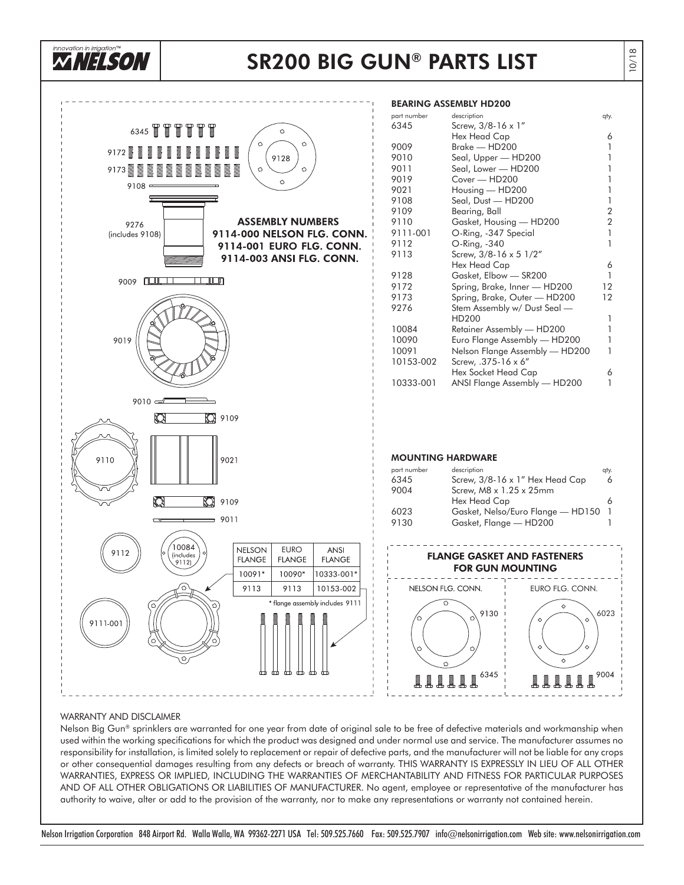# SR200 BIG GUN® PARTS LIST

6345

9172

9173

9108

9128

9276 (includes 9108)

**ASSEMBLY NUMBERS**
**9114-000 NELSON FLG. CONN.**
**9114-001 EURO FLG. CONN.**
**9114-003 ANSI FLG. CONN.**

9009

9019

9010

9109

9110

9021

9109

9011

9112

10084 (includes 9112)

| NELSON FLANGE | EURO FLANGE | ANSI FLANGE |
|---|---|---|
| 10091* | 10090* | 10333-001* |
| 9113 | 9113 | 10153-002 |

\* flange assembly includes 9111

9111-001

### BEARING ASSEMBLY HD200

| part number | description | qty. |
|---|---|---|
| 6345 | Screw, 3/8-16 x 1" Hex Head Cap | 6 |
| 9009 | Brake — HD200 | 1 |
| 9010 | Seal, Upper — HD200 | 1 |
| 9011 | Seal, Lower — HD200 | 1 |
| 9019 | Cover — HD200 | 1 |
| 9021 | Housing — HD200 | 1 |
| 9108 | Seal, Dust — HD200 | 1 |
| 9109 | Bearing, Ball | 2 |
| 9110 | Gasket, Housing — HD200 | 2 |
| 9111-001 | O-Ring, -347 Special | 1 |
| 9112 | O-Ring, -340 | 1 |
| 9113 | Screw, 3/8-16 x 5 1/2" Hex Head Cap | 6 |
| 9128 | Gasket, Elbow — SR200 | 1 |
| 9172 | Spring, Brake, Inner — HD200 | 12 |
| 9173 | Spring, Brake, Outer — HD200 | 12 |
| 9276 | Stem Assembly w/ Dust Seal — HD200 | 1 |
| 10084 | Retainer Assembly — HD200 | 1 |
| 10090 | Euro Flange Assembly — HD200 | 1 |
| 10091 | Nelson Flange Assembly — HD200 | 1 |
| 10153-002 | Screw, .375-16 x 6" Hex Socket Head Cap | 6 |
| 10333-001 | ANSI Flange Assembly — HD200 | 1 |

### MOUNTING HARDWARE

| part number | description | qty. |
|---|---|---|
| 6345 | Screw, 3/8-16 x 1" Hex Head Cap | 6 |
| 9004 | Screw, M8 x 1.25 x 25mm Hex Head Cap | 6 |
| 6023 | Gasket, Nelso/Euro Flange — HD150 | 1 |
| 9130 | Gasket, Flange — HD200 | 1 |

### FLANGE GASKET AND FASTENERS FOR GUN MOUNTING

NELSON FLG. CONN.

9130

6345

EURO FLG. CONN.

6023

9004

### WARRANTY AND DISCLAIMER

Nelson Big Gun® sprinklers are warranted for one year from date of original sale to be free of defective materials and workmanship when used within the working specifications for which the product was designed and under normal use and service. The manufacturer assumes no responsibility for installation, is limited solely to replacement or repair of defective parts, and the manufacturer will not be liable for any crops or other consequential damages resulting from any defects or breach of warranty. THIS WARRANTY IS EXPRESSLY IN LIEU OF ALL OTHER WARRANTIES, EXPRESS OR IMPLIED, INCLUDING THE WARRANTIES OF MERCHANTABILITY AND FITNESS FOR PARTICULAR PURPOSES AND OF ALL OTHER OBLIGATIONS OR LIABILITIES OF MANUFACTURER. No agent, employee or representative of the manufacturer has authority to waive, alter or add to the provision of the warranty, nor to make any representations or warranty not contained herein.

Nelson Irrigation Corporation 848 Airport Rd. Walla Walla, WA 99362-2271 USA Tel: 509.525.7660 Fax: 509.525.7907 info@nelsonirrigation.com Web site: www.nelsonirrigation.com